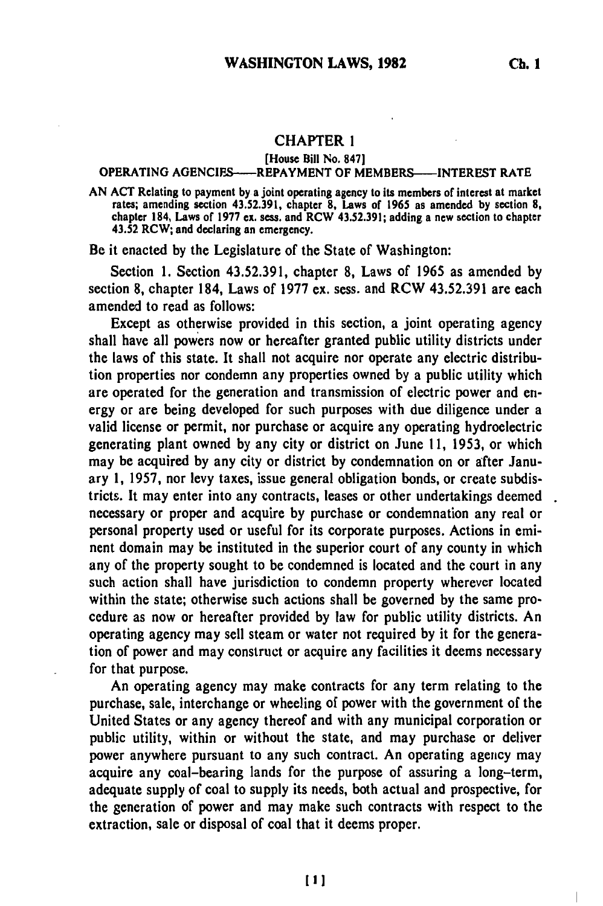# CHAPTER 1

[House Bill No. 847]

OPERATING AGENCIES——REPAYMENT OF MEMBERS——INTEREST RATE

AN ACT Relating to payment by a joint operating agency to its members of interest at market rates; amending section 43.52.391, chapter 8, Laws of 1965 as amended by section 8, chapter 184, Laws of 1977 ex. sess. and RCW 43.52.391; adding a new section to chapter 43.52 RCW; and declaring an emergency.

Be it enacted by the Legislature of the State of Washington:

Section 1. Section 43.52.391, chapter 8, Laws of 1965 as amended by section 8, chapter 184, Laws of 1977 ex. sess. and RCW 43.52.391 are each amended to read as follows:

Except as otherwise provided in this section, a joint operating agency shall have all powers now or hereafter granted public utility districts under the laws of this state. It shall not acquire nor operate any electric distribution properties nor condemn any properties owned by a public utility which are operated for the generation and transmission of electric power and energy or are being developed for such purposes with due diligence under a valid license or permit, nor purchase or acquire any operating hydroelectric generating plant owned by any city or district on June 11, 1953, or which may be acquired by any city or district by condemnation on or after January 1, 1957, nor levy taxes, issue general obligation bonds, or create subdistricts. It may enter into any contracts, leases or other undertakings deemed necessary or proper and acquire by purchase or condemnation any real or personal property used or useful for its corporate purposes. Actions in eminent domain may be instituted in the superior court of any county in which any of the property sought to be condemned is located and the court in any such action shall have jurisdiction to condemn property wherever located within the state; otherwise such actions shall be governed by the same procedure as now or hereafter provided by law for public utility districts. An operating agency may sell steam or water not required by it for the generation of power and may construct or acquire any facilities it deems necessary for that purpose.

An operating agency may make contracts for any term relating to the purchase, sale, interchange or wheeling of power with the government of the United States or any agency thereof and with any municipal corporation or public utility, within or without the state, and may purchase or deliver power anywhere pursuant to any such contract. An operating agency may acquire any coal-bearing lands for the purpose of assuring a long-term, adequate supply of coal to supply its needs, both actual and prospective, for the generation of power and may make such contracts with respect to the extraction, sale or disposal of coal that it deems proper.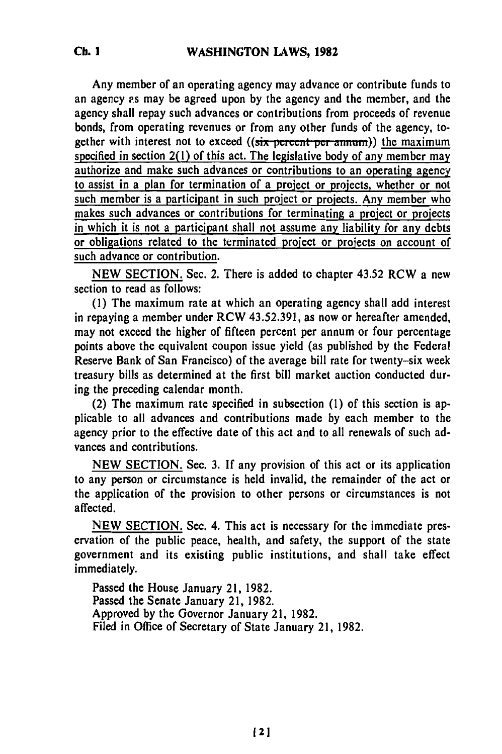Any member of an operating agency may advance or contribute funds to an agency as may be agreed upon by the agency and the member, and the agency shall repay such advances or contributions from proceeds of revenue bonds, from operating revenues or from any other funds of the agency, together with interest not to exceed ((~~six percent per annum~~)) the maximum specified in section 2(1) of this act. The legislative body of any member may authorize and make such advances or contributions to an operating agency to assist in a plan for termination of a project or projects, whether or not such member is a participant in such project or projects. Any member who makes such advances or contributions for terminating a project or projects in which it is not a participant shall not assume any liability for any debts or obligations related to the terminated project or projects on account of such advance or contribution.

NEW SECTION. Sec. 2. There is added to chapter 43.52 RCW a new section to read as follows:

(1) The maximum rate at which an operating agency shall add interest in repaying a member under RCW 43.52.391, as now or hereafter amended, may not exceed the higher of fifteen percent per annum or four percentage points above the equivalent coupon issue yield (as published by the Federal Reserve Bank of San Francisco) of the average bill rate for twenty-six week treasury bills as determined at the first bill market auction conducted during the preceding calendar month.

(2) The maximum rate specified in subsection (1) of this section is applicable to all advances and contributions made by each member to the agency prior to the effective date of this act and to all renewals of such advances and contributions.

NEW SECTION. Sec. 3. If any provision of this act or its application to any person or circumstance is held invalid, the remainder of the act or the application of the provision to other persons or circumstances is not affected.

NEW SECTION. Sec. 4. This act is necessary for the immediate preservation of the public peace, health, and safety, the support of the state government and its existing public institutions, and shall take effect immediately.

Passed the House January 21, 1982.
Passed the Senate January 21, 1982.
Approved by the Governor January 21, 1982.
Filed in Office of Secretary of State January 21, 1982.